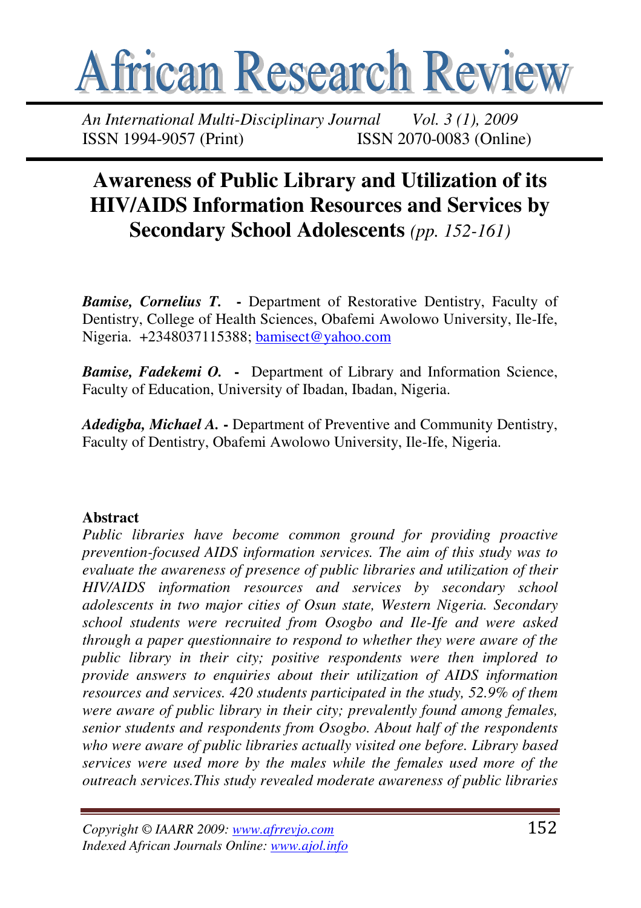# Awareness of Public Library and Utilization of its HIV/AIDS Information Resources and Services by Secondary School Adolescents *(pp. 152-161)*

***Bamise, Cornelius T.*** **-** Department of Restorative Dentistry, Faculty of Dentistry, College of Health Sciences, Obafemi Awolowo University, Ile-Ife, Nigeria. +2348037115388; bamisect@yahoo.com

***Bamise, Fadekemi O.*** **-** Department of Library and Information Science, Faculty of Education, University of Ibadan, Ibadan, Nigeria.

***Adedigba, Michael A.*** **-** Department of Preventive and Community Dentistry, Faculty of Dentistry, Obafemi Awolowo University, Ile-Ife, Nigeria.

## Abstract

*Public libraries have become common ground for providing proactive prevention-focused AIDS information services. The aim of this study was to evaluate the awareness of presence of public libraries and utilization of their HIV/AIDS information resources and services by secondary school adolescents in two major cities of Osun state, Western Nigeria. Secondary school students were recruited from Osogbo and Ile-Ife and were asked through a paper questionnaire to respond to whether they were aware of the public library in their city; positive respondents were then implored to provide answers to enquiries about their utilization of AIDS information resources and services. 420 students participated in the study, 52.9% of them were aware of public library in their city; prevalently found among females, senior students and respondents from Osogbo. About half of the respondents who were aware of public libraries actually visited one before. Library based services were used more by the males while the females used more of the outreach services.This study revealed moderate awareness of public libraries*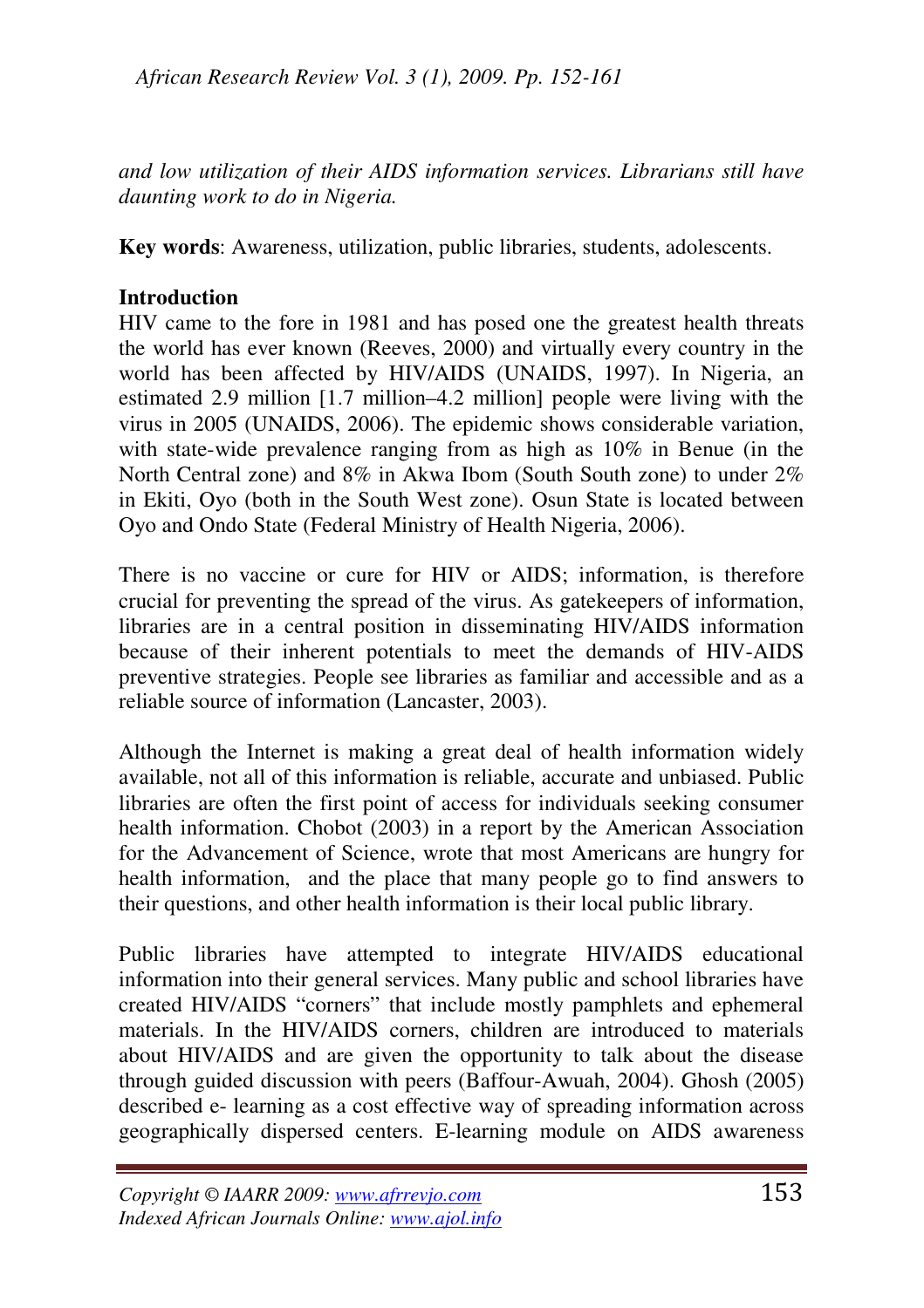*and low utilization of their AIDS information services. Librarians still have daunting work to do in Nigeria.*

**Key words**: Awareness, utilization, public libraries, students, adolescents.

## Introduction

HIV came to the fore in 1981 and has posed one the greatest health threats the world has ever known (Reeves, 2000) and virtually every country in the world has been affected by HIV/AIDS (UNAIDS, 1997). In Nigeria, an estimated 2.9 million [1.7 million–4.2 million] people were living with the virus in 2005 (UNAIDS, 2006). The epidemic shows considerable variation, with state-wide prevalence ranging from as high as 10% in Benue (in the North Central zone) and 8% in Akwa Ibom (South South zone) to under 2% in Ekiti, Oyo (both in the South West zone). Osun State is located between Oyo and Ondo State (Federal Ministry of Health Nigeria, 2006).

There is no vaccine or cure for HIV or AIDS; information, is therefore crucial for preventing the spread of the virus. As gatekeepers of information, libraries are in a central position in disseminating HIV/AIDS information because of their inherent potentials to meet the demands of HIV-AIDS preventive strategies. People see libraries as familiar and accessible and as a reliable source of information (Lancaster, 2003).

Although the Internet is making a great deal of health information widely available, not all of this information is reliable, accurate and unbiased. Public libraries are often the first point of access for individuals seeking consumer health information. Chobot (2003) in a report by the American Association for the Advancement of Science, wrote that most Americans are hungry for health information, and the place that many people go to find answers to their questions, and other health information is their local public library.

Public libraries have attempted to integrate HIV/AIDS educational information into their general services. Many public and school libraries have created HIV/AIDS "corners" that include mostly pamphlets and ephemeral materials. In the HIV/AIDS corners, children are introduced to materials about HIV/AIDS and are given the opportunity to talk about the disease through guided discussion with peers (Baffour-Awuah, 2004). Ghosh (2005) described e- learning as a cost effective way of spreading information across geographically dispersed centers. E-learning module on AIDS awareness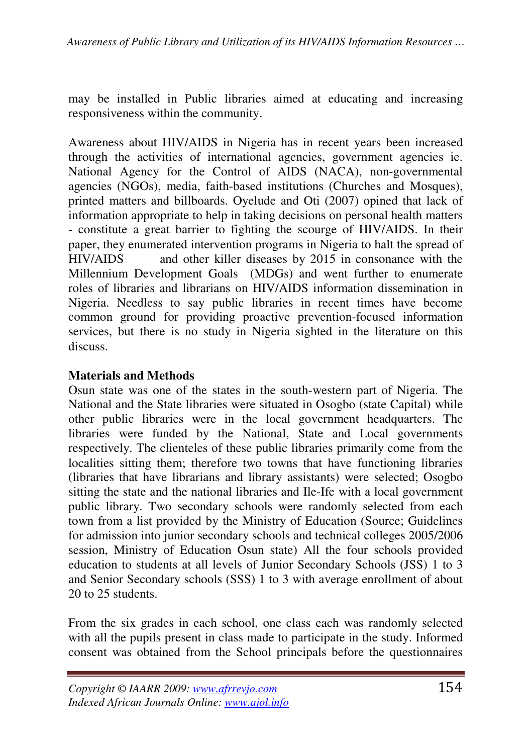may be installed in Public libraries aimed at educating and increasing responsiveness within the community.

Awareness about HIV/AIDS in Nigeria has in recent years been increased through the activities of international agencies, government agencies ie. National Agency for the Control of AIDS (NACA), non-governmental agencies (NGOs), media, faith-based institutions (Churches and Mosques), printed matters and billboards. Oyelude and Oti (2007) opined that lack of information appropriate to help in taking decisions on personal health matters - constitute a great barrier to fighting the scourge of HIV/AIDS. In their paper, they enumerated intervention programs in Nigeria to halt the spread of HIV/AIDS and other killer diseases by 2015 in consonance with the Millennium Development Goals (MDGs) and went further to enumerate roles of libraries and librarians on HIV/AIDS information dissemination in Nigeria. Needless to say public libraries in recent times have become common ground for providing proactive prevention-focused information services, but there is no study in Nigeria sighted in the literature on this discuss.

**Materials and Methods**

Osun state was one of the states in the south-western part of Nigeria. The National and the State libraries were situated in Osogbo (state Capital) while other public libraries were in the local government headquarters. The libraries were funded by the National, State and Local governments respectively. The clienteles of these public libraries primarily come from the localities sitting them; therefore two towns that have functioning libraries (libraries that have librarians and library assistants) were selected; Osogbo sitting the state and the national libraries and Ile-Ife with a local government public library. Two secondary schools were randomly selected from each town from a list provided by the Ministry of Education (Source; Guidelines for admission into junior secondary schools and technical colleges 2005/2006 session, Ministry of Education Osun state) All the four schools provided education to students at all levels of Junior Secondary Schools (JSS) 1 to 3 and Senior Secondary schools (SSS) 1 to 3 with average enrollment of about 20 to 25 students.

From the six grades in each school, one class each was randomly selected with all the pupils present in class made to participate in the study. Informed consent was obtained from the School principals before the questionnaires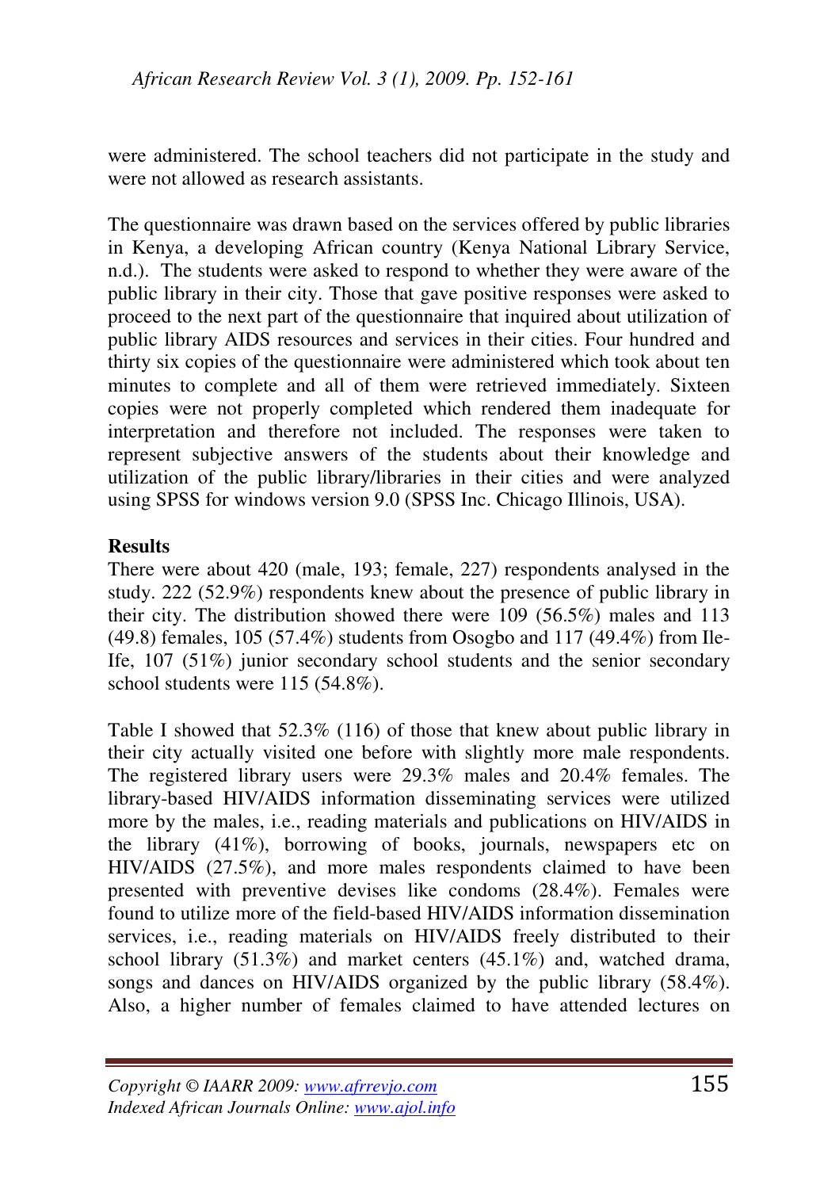were administered. The school teachers did not participate in the study and were not allowed as research assistants.

The questionnaire was drawn based on the services offered by public libraries in Kenya, a developing African country (Kenya National Library Service, n.d.). The students were asked to respond to whether they aware of the public library in their city. Those that gave positive responses were asked to proceed to the next part of the questionnaire that inquired about utilization of public library AIDS resources and services in their cities. Four hundred and thirty six copies of the questionnaire were administered which took about ten minutes to complete and all of them were retrieved immediately. Sixteen copies were not properly completed which rendered them inadequate for interpretation and therefore not included. The responses were taken to represent subjective answers of the students about their knowledge and utilization of the public library/libraries in their cities and were analyzed using SPSS for windows version 9.0 (SPSS Inc. Chicago Illinois, USA).

**Results**

There were about 420 (male, 193; female, 227) respondents analysed in the study. 222 (52.9%) respondents knew about the presence of public library in their city. The distribution showed there were 109 (56.5%) males and 113 (49.8) females, 105 (57.4%) students from Osogbo and 117 (49.4%) from Ile-Ife, 107 (51%) junior secondary school students and the senior secondary school students were 115 (54.8%).

Table I showed that 52.3% (116) of those that knew about public library in their city actually visited one before with slightly more male respondents. The registered library users were 29.3% males and 20.4% females. The library-based HIV/AIDS information disseminating services were utilized more by the males, i.e., reading materials and publications on HIV/AIDS in the library (41%), borrowing of books, journals, newspapers etc on HIV/AIDS (27.5%), and more males respondents claimed to have been presented with preventive devises like condoms (28.4%). Females were found to utilize more of the field-based HIV/AIDS information dissemination services, i.e., reading materials on HIV/AIDS freely distributed to their school library (51.3%) and market centers (45.1%) and, watched drama, songs and dances on HIV/AIDS organized by the public library (58.4%). Also, a higher number of females claimed to have attended lectures on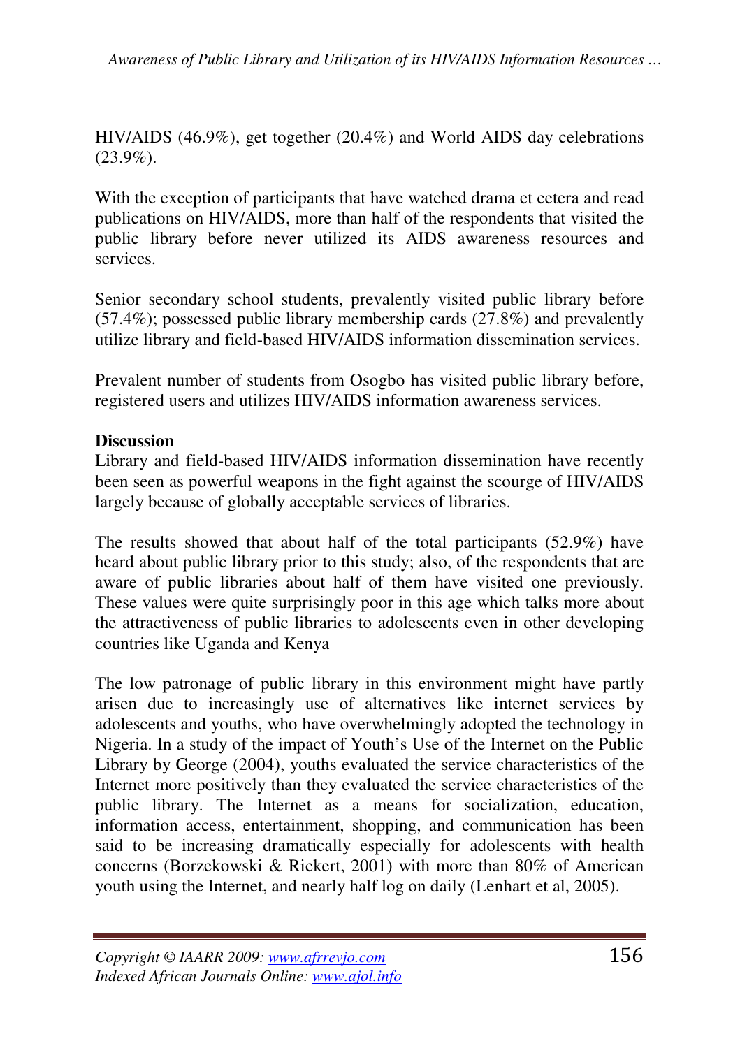HIV/AIDS (46.9%), get together (20.4%) and World AIDS day celebrations (23.9%).

With the exception of participants that have watched drama et cetera and read publications on HIV/AIDS, more than half of the respondents that visited the public library before never utilized its AIDS awareness resources and services.

Senior secondary school students, prevalently visited public library before (57.4%); possessed public library membership cards (27.8%) and prevalently utilize library and field-based HIV/AIDS information dissemination services.

Prevalent number of students from Osogbo has visited public library before, registered users and utilizes HIV/AIDS information awareness services.

**Discussion**

Library and field-based HIV/AIDS information dissemination have recently been seen as powerful weapons in the fight against the scourge of HIV/AIDS largely because of globally acceptable services of libraries.

The results showed that about half of the total participants (52.9%) have heard about public library prior to this study; also, of the respondents that are aware of public libraries about half of them have visited one previously. These values were quite surprisingly poor in this age which talks more about the attractiveness of public libraries to adolescents even in other developing countries like Uganda and Kenya

The low patronage of public library in this environment might have partly arisen due to increasingly use of alternatives like internet services by adolescents and youths, who have overwhelmingly adopted the technology in Nigeria. In a study of the impact of Youth's Use of the Internet on the Public Library by George (2004), youths evaluated the service characteristics of the Internet more positively than they evaluated the service characteristics of the public library. The Internet as a means for socialization, education, information access, entertainment, shopping, and communication has been said to be increasing dramatically especially for adolescents with health concerns (Borzekowski & Rickert, 2001) with more than 80% of American youth using the Internet, and nearly half log on daily (Lenhart et al, 2005).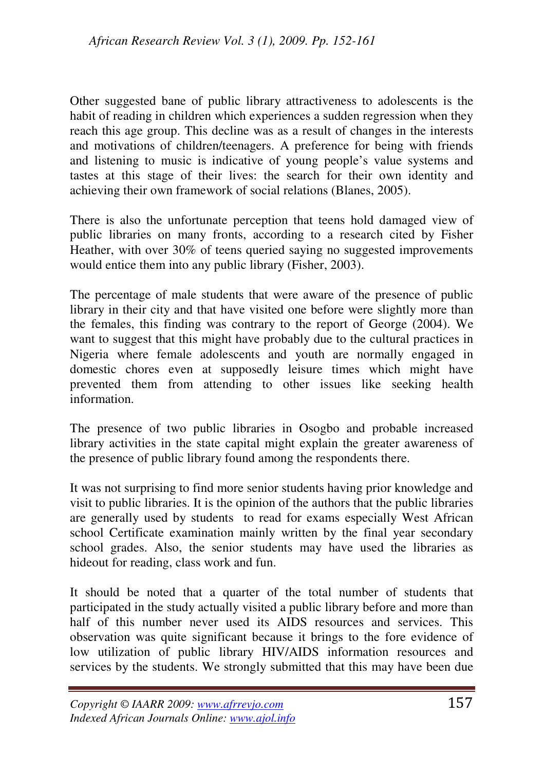Other suggested bane of public library attractiveness to adolescents is the habit of reading in children which experiences a sudden regression when they reach this age group. This decline was as a result of changes in the interests and motivations of children/teenagers. A preference for being with friends and listening to music is indicative of young people's value systems and tastes at this stage of their lives: the search for their own identity and achieving their own framework of social relations (Blanes, 2005).

There is also the unfortunate perception that teens hold damaged view of public libraries on many fronts, according to a research cited by Fisher Heather, with over 30% of teens queried saying no suggested improvements would entice them into any public library (Fisher, 2003).

The percentage of male students that were aware of the presence of public library in their city and that have visited one before were slightly more than the females, this finding was contrary to the report of George (2004). We want to suggest that this might have probably due to the cultural practices in Nigeria where female adolescents and youth are normally engaged in domestic chores even at supposedly leisure times which might have prevented them from attending to other issues like seeking health information.

The presence of two public libraries in Osogbo and probable increased library activities in the state capital might explain the greater awareness of the presence of public library found among the respondents there.

It was not surprising to find more senior students having prior knowledge and visit to public libraries. It is the opinion of the authors that the public libraries are generally used by students to read for exams especially West African school Certificate examination mainly written by the final year secondary school grades. Also, the senior students may have used the libraries as hideout for reading, class work and fun.

It should be noted that a quarter of the total number of students that participated in the study actually visited a public library before and more than half of this number never used its AIDS resources and services. This observation was quite significant because it brings to the fore evidence of low utilization of public library HIV/AIDS information resources and services by the students. We strongly submitted that this may have been due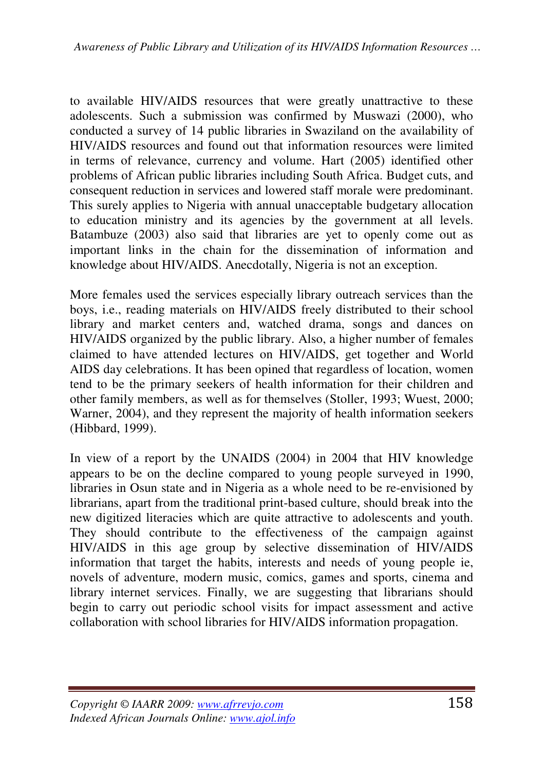to available HIV/AIDS resources that were greatly unattractive to these adolescents. Such a submission was confirmed by Muswazi (2000), who conducted a survey of 14 public libraries in Swaziland on the availability of HIV/AIDS resources and found out that information resources were limited in terms of relevance, currency and volume. Hart (2005) identified other problems of African public libraries including South Africa. Budget cuts, and consequent reduction in services and lowered staff morale were predominant. This surely applies to Nigeria with annual unacceptable budgetary allocation to education ministry and its agencies by the government at all levels. Batambuze (2003) also said that libraries are yet to openly come out as important links in the chain for the dissemination of information and knowledge about HIV/AIDS. Anecdotally, Nigeria is not an exception.

More females used the services especially library outreach services than the boys, i.e., reading materials on HIV/AIDS freely distributed to their school library and market centers and, watched drama, songs and dances on HIV/AIDS organized by the public library. Also, a higher number of females claimed to have attended lectures on HIV/AIDS, get together and World AIDS day celebrations. It has been opined that regardless of location, women tend to be the primary seekers of health information for their children and other family members, as well as for themselves (Stoller, 1993; Wuest, 2000; Warner, 2004), and they represent the majority of health information seekers (Hibbard, 1999).

In view of a report by the UNAIDS (2004) in 2004 that HIV knowledge appears to be on the decline compared to young people surveyed in 1990, libraries in Osun state and in Nigeria as a whole need to be re-envisioned by librarians, apart from the traditional print-based culture, should break into the new digitized literacies which are quite attractive to adolescents and youth. They should contribute to the effectiveness of the campaign against HIV/AIDS in this age group by selective dissemination of HIV/AIDS information that target the habits, interests and needs of young people ie, novels of adventure, modern music, comics, games and sports, cinema and library internet services. Finally, we are suggesting that librarians should begin to carry out periodic school visits for impact assessment and active collaboration with school libraries for HIV/AIDS information propagation.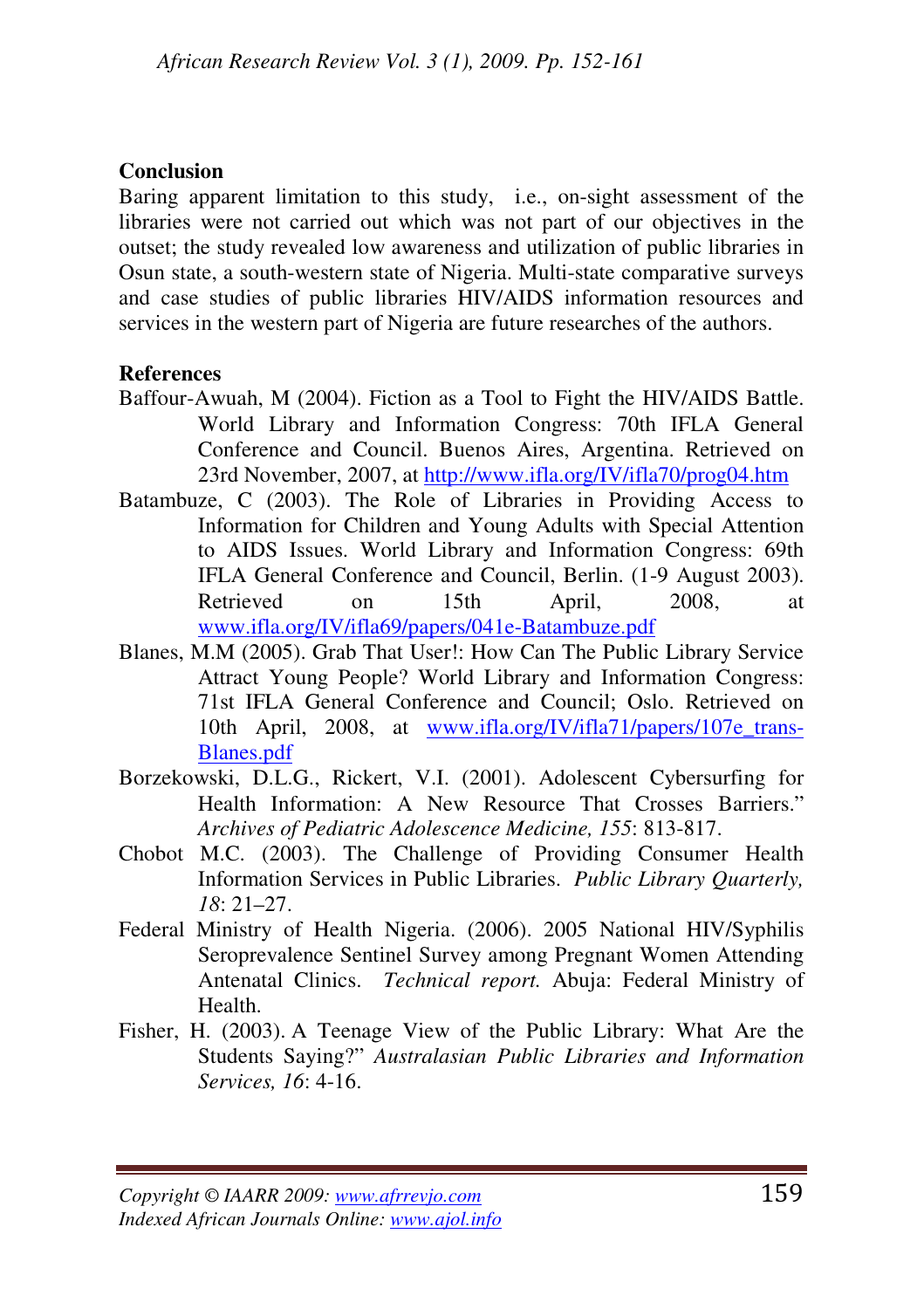## Conclusion

Baring apparent limitation to this study, i.e., on-sight assessment of the libraries were not carried out which was not part of our objectives in the outset; the study revealed low awareness and utilization of public libraries in Osun state, a south-western state of Nigeria. Multi-state comparative surveys and case studies of public libraries HIV/AIDS information resources and services in the western part of Nigeria are future researches of the authors.

## References

Baffour-Awuah, M (2004). Fiction as a Tool to Fight the HIV/AIDS Battle. World Library and Information Congress: 70th IFLA General Conference and Council. Buenos Aires, Argentina. Retrieved on 23rd November, 2007, at http://www.ifla.org/IV/ifla70/prog04.htm

Batambuze, C (2003). The Role of Libraries in Providing Access to Information for Children and Young Adults with Special Attention to AIDS Issues. World Library and Information Congress: 69th IFLA General Conference and Council, Berlin. (1-9 August 2003). Retrieved on 15th April, 2008, at www.ifla.org/IV/ifla69/papers/041e-Batambuze.pdf

Blanes, M.M (2005). Grab That User!: How Can The Public Library Service Attract Young People? World Library and Information Congress: 71st IFLA General Conference and Council; Oslo. Retrieved on 10th April, 2008, at www.ifla.org/IV/ifla71/papers/107e_trans-Blanes.pdf

Borzekowski, D.L.G., Rickert, V.I. (2001). Adolescent Cybersurfing for Health Information: A New Resource That Crosses Barriers." *Archives of Pediatric Adolescence Medicine, 155*: 813-817.

Chobot M.C. (2003). The Challenge of Providing Consumer Health Information Services in Public Libraries. *Public Library Quarterly, 18*: 21–27.

Federal Ministry of Health Nigeria. (2006). 2005 National HIV/Syphilis Seroprevalence Sentinel Survey among Pregnant Women Attending Antenatal Clinics. *Technical report.* Abuja: Federal Ministry of Health.

Fisher, H. (2003). A Teenage View of the Public Library: What Are the Students Saying?" *Australasian Public Libraries and Information Services, 16*: 4-16.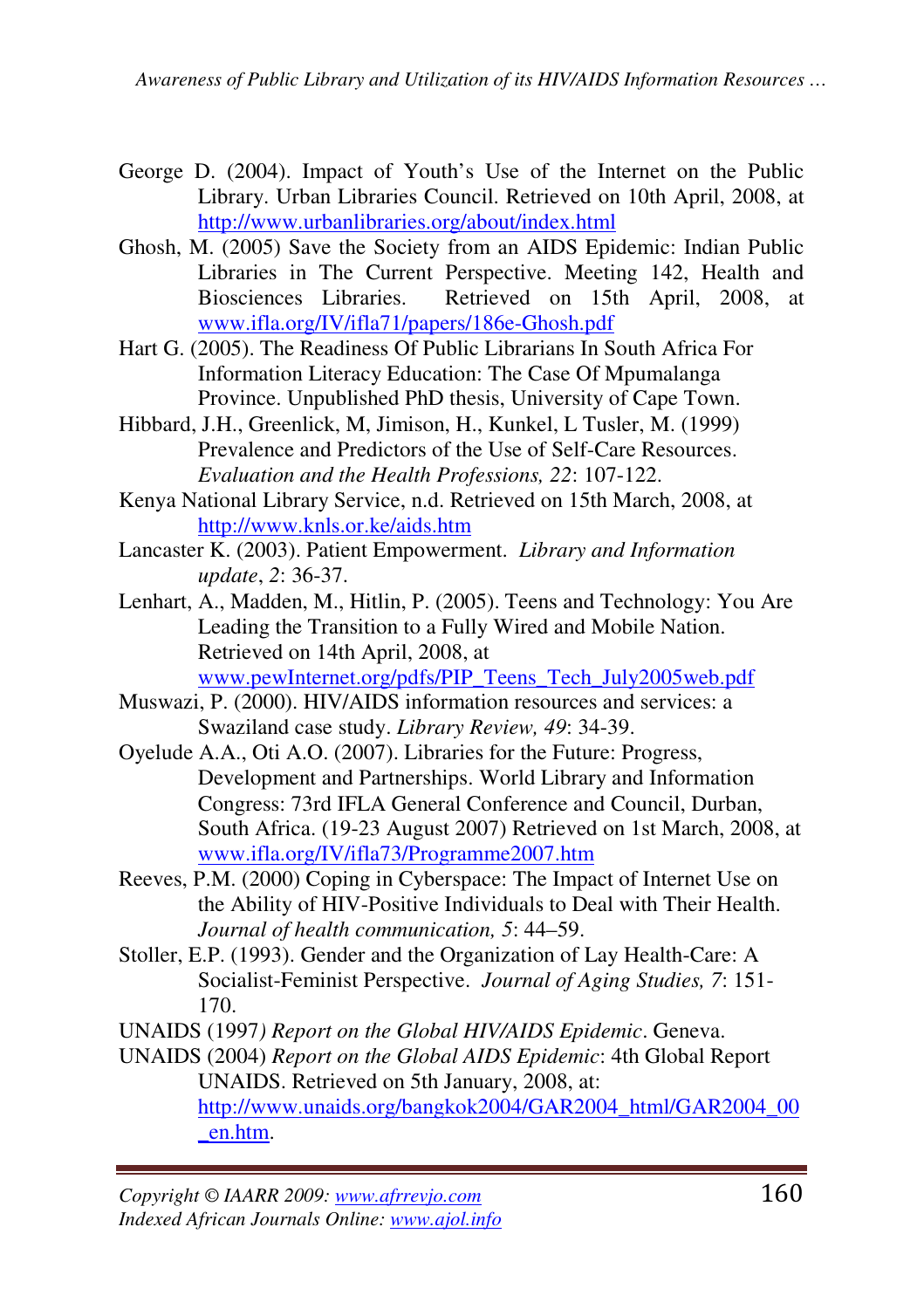George D. (2004). Impact of Youth's Use of the Internet on the Public Library. Urban Libraries Council. Retrieved on 10th April, 2008, at http://www.urbanlibraries.org/about/index.html

Ghosh, M. (2005) Save the Society from an AIDS Epidemic: Indian Public Libraries in The Current Perspective. Meeting 142, Health and Biosciences Libraries. Retrieved on 15th April, 2008, at www.ifla.org/IV/ifla71/papers/186e-Ghosh.pdf

Hart G. (2005). The Readiness Of Public Librarians In South Africa For Information Literacy Education: The Case Of Mpumalanga Province. Unpublished PhD thesis, University of Cape Town.

Hibbard, J.H., Greenlick, M, Jimison, H., Kunkel, L Tusler, M. (1999) Prevalence and Predictors of the Use of Self-Care Resources. *Evaluation and the Health Professions, 22*: 107-122.

Kenya National Library Service, n.d. Retrieved on 15th March, 2008, at http://www.knls.or.ke/aids.htm

Lancaster K. (2003). Patient Empowerment. *Library and Information update*, *2*: 36-37.

Lenhart, A., Madden, M., Hitlin, P. (2005). Teens and Technology: You Are Leading the Transition to a Fully Wired and Mobile Nation. Retrieved on 14th April, 2008, at www.pewInternet.org/pdfs/PIP_Teens_Tech_July2005web.pdf

Muswazi, P. (2000). HIV/AIDS information resources and services: a Swaziland case study. *Library Review, 49*: 34-39.

Oyelude A.A., Oti A.O. (2007). Libraries for the Future: Progress, Development and Partnerships. World Library and Information Congress: 73rd IFLA General Conference and Council, Durban, South Africa. (19-23 August 2007) Retrieved on 1st March, 2008, at www.ifla.org/IV/ifla73/Programme2007.htm

Reeves, P.M. (2000) Coping in Cyberspace: The Impact of Internet Use on the Ability of HIV-Positive Individuals to Deal with Their Health. *Journal of health communication, 5*: 44–59.

Stoller, E.P. (1993). Gender and the Organization of Lay Health-Care: A Socialist-Feminist Perspective. *Journal of Aging Studies, 7*: 151-170.

UNAIDS (1997*) Report on the Global HIV/AIDS Epidemic*. Geneva.

UNAIDS (2004) *Report on the Global AIDS Epidemic*: 4th Global Report UNAIDS. Retrieved on 5th January, 2008, at: http://www.unaids.org/bangkok2004/GAR2004_html/GAR2004_00_en.htm.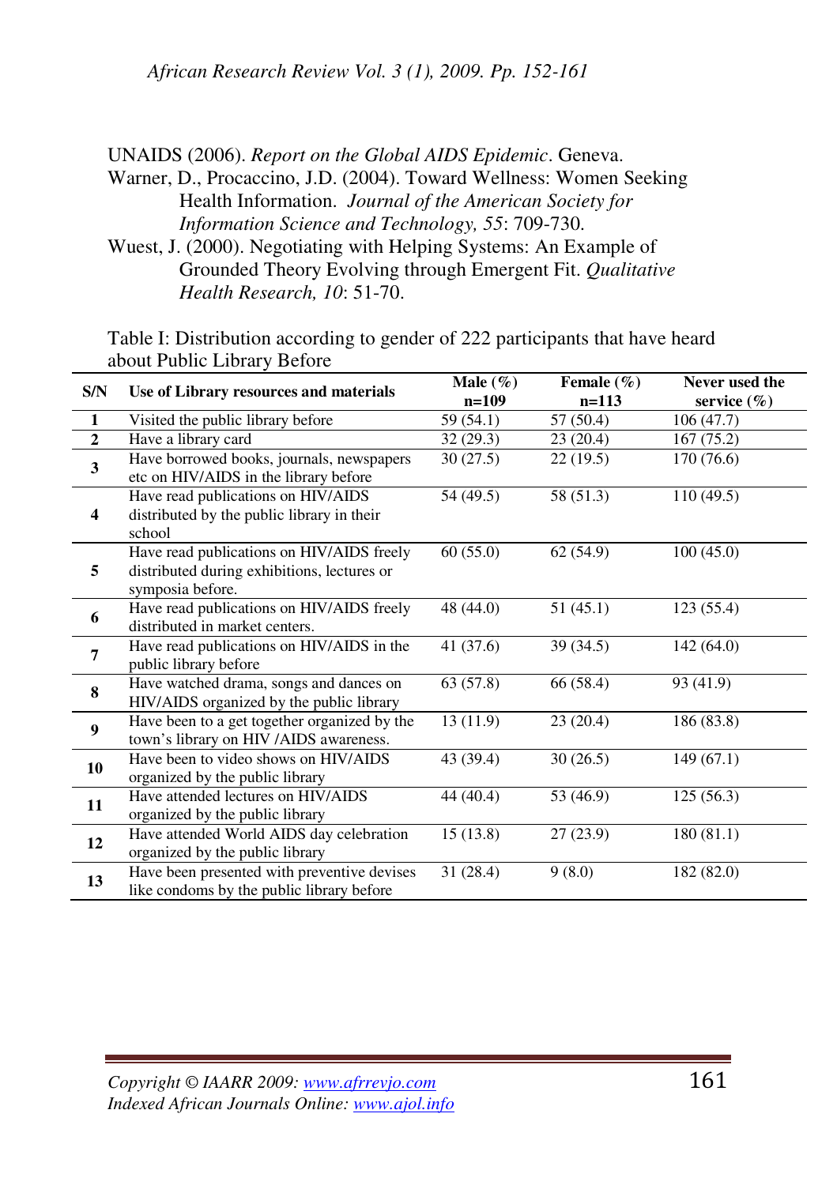UNAIDS (2006). *Report on the Global AIDS Epidemic*. Geneva.

Warner, D., Procaccino, J.D. (2004). Toward Wellness: Women Seeking Health Information. *Journal of the American Society for Information Science and Technology, 55*: 709-730.

Wuest, J. (2000). Negotiating with Helping Systems: An Example of Grounded Theory Evolving through Emergent Fit. *Qualitative Health Research, 10*: 51-70.

Table I: Distribution according to gender of 222 participants that have heard about Public Library Before

| S/N | Use of Library resources and materials | Male (%) n=109 | Female (%) n=113 | Never used the service (%) |
|---|---|---|---|---|
| 1 | Visited the public library before | 59 (54.1) | 57 (50.4) | 106 (47.7) |
| 2 | Have a library card | 32 (29.3) | 23 (20.4) | 167 (75.2) |
| 3 | Have borrowed books, journals, newspapers etc on HIV/AIDS in the library before | 30 (27.5) | 22 (19.5) | 170 (76.6) |
| 4 | Have read publications on HIV/AIDS distributed by the public library in their school | 54 (49.5) | 58 (51.3) | 110 (49.5) |
| 5 | Have read publications on HIV/AIDS freely distributed during exhibitions, lectures or symposia before. | 60 (55.0) | 62 (54.9) | 100 (45.0) |
| 6 | Have read publications on HIV/AIDS freely distributed in market centers. | 48 (44.0) | 51 (45.1) | 123 (55.4) |
| 7 | Have read publications on HIV/AIDS in the public library before | 41 (37.6) | 39 (34.5) | 142 (64.0) |
| 8 | Have watched drama, songs and dances on HIV/AIDS organized by the public library | 63 (57.8) | 66 (58.4) | 93 (41.9) |
| 9 | Have been to a get together organized by the town's library on HIV /AIDS awareness. | 13 (11.9) | 23 (20.4) | 186 (83.8) |
| 10 | Have been to video shows on HIV/AIDS organized by the public library | 43 (39.4) | 30 (26.5) | 149 (67.1) |
| 11 | Have attended lectures on HIV/AIDS organized by the public library | 44 (40.4) | 53 (46.9) | 125 (56.3) |
| 12 | Have attended World AIDS day celebration organized by the public library | 15 (13.8) | 27 (23.9) | 180 (81.1) |
| 13 | Have been presented with preventive devises like condoms by the public library before | 31 (28.4) | 9 (8.0) | 182 (82.0) |